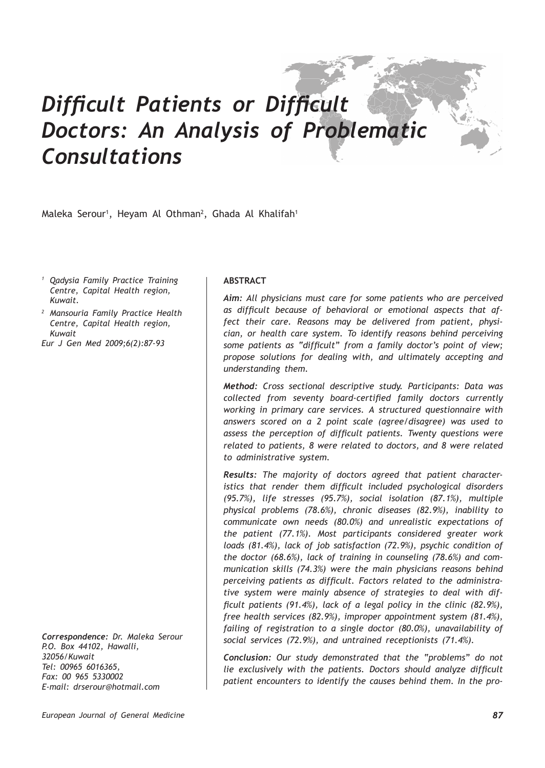# Difficult Patients or Difficult Doctors: An Analysis of Problematic Consultations

Maleka Serour[1], Heyam Al Othman[2], Ghada Al Khalifah[1]

[1] Qadysia Family Practice Training Centre, Capital Health region, Kuwait.

[2] Mansouria Family Practice Health Centre, Capital Health region, Kuwait

Eur J Gen Med 2009;6(2):87-93

**Correspondence:** Dr. Maleka Serour
P.O. Box 44102, Hawalli, 32056/Kuwait
Tel: 00965 6016365,
Fax: 00 965 5330002
E-mail: drserour@hotmail.com

## ABSTRACT

***Aim:*** *All physicians must care for some patients who are perceived as difficult because of behavioral or emotional aspects that affect their care. Reasons may be delivered from patient, physician, or health care system. To identify reasons behind perceiving some patients as "difficult" from a family doctor's point of view; propose solutions for dealing with, and ultimately accepting and understanding them.*

***Method:*** *Cross sectional descriptive study. Participants: Data was collected from seventy board-certified family doctors currently working in primary care services. A structured questionnaire with answers scored on a 2 point scale (agree/disagree) was used to assess the perception of difficult patients. Twenty questions were related to patients, 8 were related to doctors, and 8 were related to administrative system.*

***Results:*** *The majority of doctors agreed that patient characteristics that render them difficult included psychological disorders (95.7%), life stresses (95.7%), social isolation (87.1%), multiple physical problems (78.6%), chronic diseases (82.9%), inability to communicate own needs (80.0%) and unrealistic expectations of the patient (77.1%). Most participants considered greater work loads (81.4%), lack of job satisfaction (72.9%), psychic condition of the doctor (68.6%), lack of training in counseling (78.6%) and communication skills (74.3%) were the main physicians reasons behind perceiving patients as difficult. Factors related to the administrative system were mainly absence of strategies to deal with difficult patients (91.4%), lack of a legal policy in the clinic (82.9%), free health services (82.9%), improper appointment system (81.4%), failing of registration to a single doctor (80.0%), unavailability of social services (72.9%), and untrained receptionists (71.4%).*

***Conclusion:*** *Our study demonstrated that the "problems" do not lie exclusively with the patients. Doctors should analyze difficult patient encounters to identify the causes behind them. In the pro-*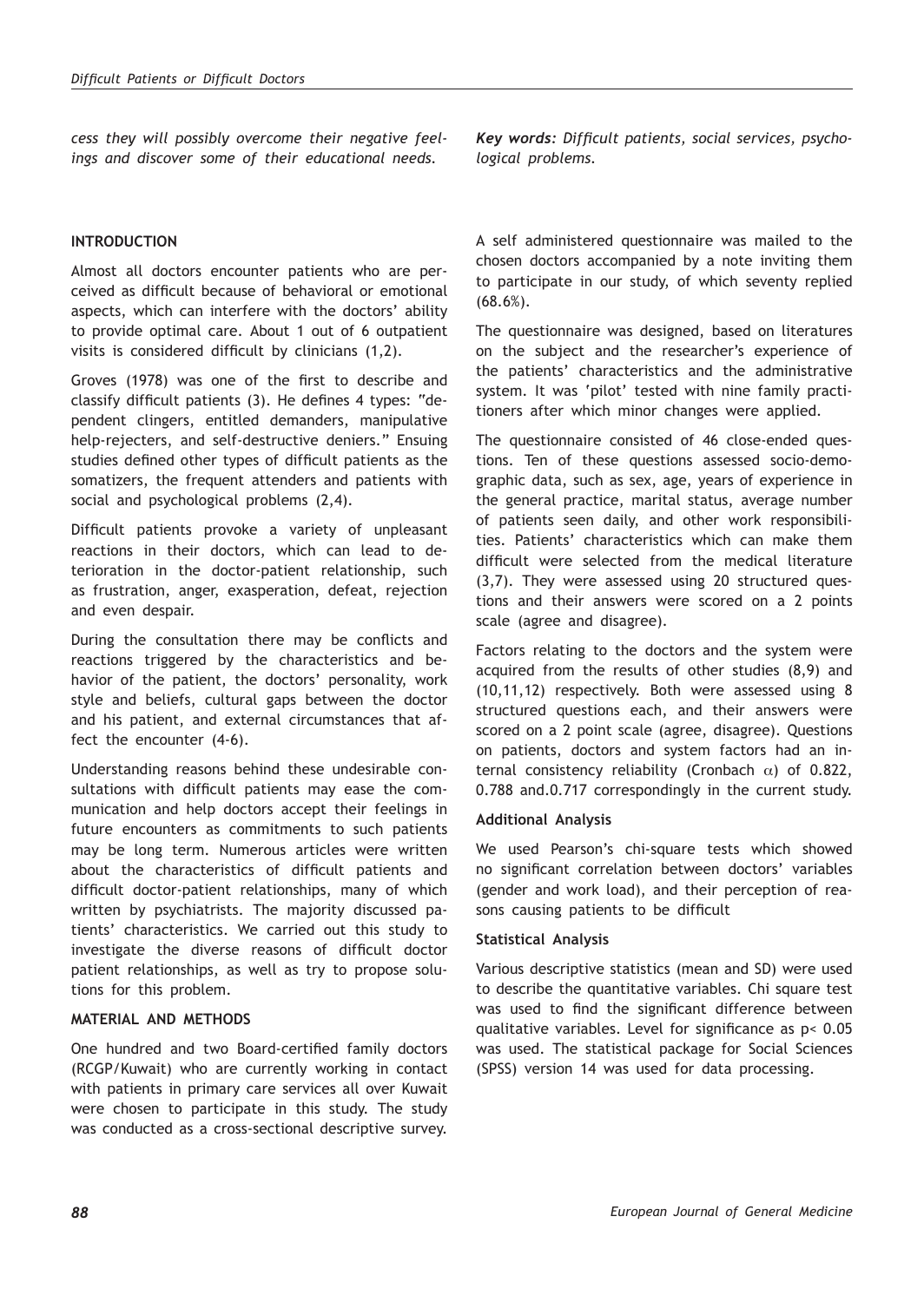*cess they will possibly overcome their negative feelings and discover some of their educational needs.*

***Key words:** Difficult patients, social services, psychological problems.*

## INTRODUCTION

Almost all doctors encounter patients who are perceived as difficult because of behavioral or emotional aspects, which can interfere with the doctors' ability to provide optimal care. About 1 out of 6 outpatient visits is considered difficult by clinicians (1,2).

Groves (1978) was one of the first to describe and classify difficult patients (3). He defines 4 types: "dependent clingers, entitled demanders, manipulative help-rejecters, and self-destructive deniers." Ensuing studies defined other types of difficult patients as the somatizers, the frequent attenders and patients with social and psychological problems (2,4).

Difficult patients provoke a variety of unpleasant reactions in their doctors, which can lead to deterioration in the doctor-patient relationship, such as frustration, anger, exasperation, defeat, rejection and even despair.

During the consultation there may be conflicts and reactions triggered by the characteristics and behavior of the patient, the doctors' personality, work style and beliefs, cultural gaps between the doctor and his patient, and external circumstances that affect the encounter (4-6).

Understanding reasons behind these undesirable consultations with difficult patients may ease the communication and help doctors accept their feelings in future encounters as commitments to such patients may be long term. Numerous articles were written about the characteristics of difficult patients and difficult doctor-patient relationships, many of which written by psychiatrists. The majority discussed patients' characteristics. We carried out this study to investigate the diverse reasons of difficult doctor patient relationships, as well as try to propose solutions for this problem.

## MATERIAL AND METHODS

One hundred and two Board-certified family doctors (RCGP/Kuwait) who are currently working in contact with patients in primary care services all over Kuwait were chosen to participate in this study. The study was conducted as a cross-sectional descriptive survey.

A self administered questionnaire was mailed to the chosen doctors accompanied by a note inviting them to participate in our study, of which seventy replied (68.6%).

The questionnaire was designed, based on literatures on the subject and the researcher's experience of the patients' characteristics and the administrative system. It was 'pilot' tested with nine family practitioners after which minor changes were applied.

The questionnaire consisted of 46 close-ended questions. Ten of these questions assessed socio-demographic data, such as sex, age, years of experience in the general practice, marital status, average number of patients seen daily, and other work responsibilities. Patients' characteristics which can make them difficult were selected from the medical literature (3,7). They were assessed using 20 structured questions and their answers were scored on a 2 points scale (agree and disagree).

Factors relating to the doctors and the system were acquired from the results of other studies (8,9) and (10,11,12) respectively. Both were assessed using 8 structured questions each, and their answers were scored on a 2 point scale (agree, disagree). Questions on patients, doctors and system factors had an internal consistency reliability (Cronbach $\alpha$) of 0.822, 0.788 and.0.717 correspondingly in the current study.

### Additional Analysis

We used Pearson's chi-square tests which showed no significant correlation between doctors' variables (gender and work load), and their perception of reasons causing patients to be difficult

### Statistical Analysis

Various descriptive statistics (mean and SD) were used to describe the quantitative variables. Chi square test was used to find the significant difference between qualitative variables. Level for significance as $p< 0.05$ was used. The statistical package for Social Sciences (SPSS) version 14 was used for data processing.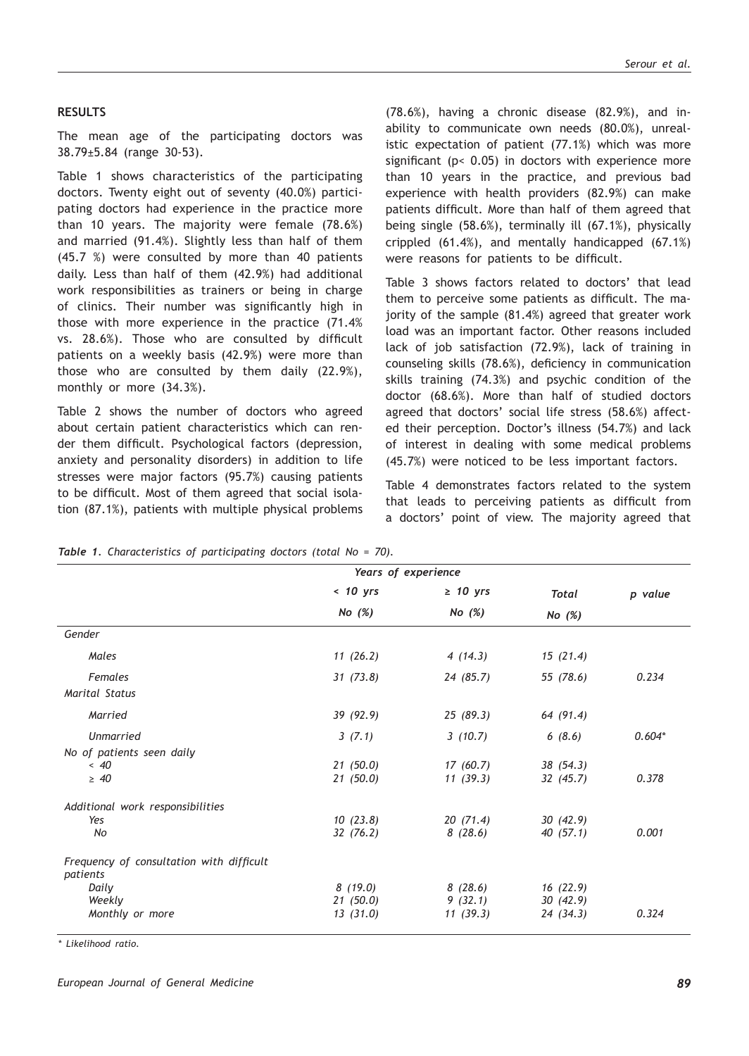## RESULTS

The mean age of the participating doctors was 38.79±5.84 (range 30-53).

Table 1 shows characteristics of the participating doctors. Twenty eight out of seventy (40.0%) participating doctors had experience in the practice more than 10 years. The majority were female (78.6%) and married (91.4%). Slightly less than half of them (45.7 %) were consulted by more than 40 patients daily. Less than half of them (42.9%) had additional work responsibilities as trainers or being in charge of clinics. Their number was significantly high in those with more experience in the practice (71.4% vs. 28.6%). Those who are consulted by difficult patients on a weekly basis (42.9%) were more than those who are consulted by them daily (22.9%), monthly or more (34.3%).

Table 2 shows the number of doctors who agreed about certain patient characteristics which can render them difficult. Psychological factors (depression, anxiety and personality disorders) in addition to life stresses were major factors (95.7%) causing patients to be difficult. Most of them agreed that social isolation (87.1%), patients with multiple physical problems (78.6%), having a chronic disease (82.9%), and inability to communicate own needs (80.0%), unrealistic expectation of patient (77.1%) which was more significant ($p < 0.05$) in doctors with experience more than 10 years in the practice, and previous bad experience with health providers (82.9%) can make patients difficult. More than half of them agreed that being single (58.6%), terminally ill (67.1%), physically crippled (61.4%), and mentally handicapped (67.1%) were reasons for patients to be difficult.

Table 3 shows factors related to doctors' that lead them to perceive some patients as difficult. The majority of the sample (81.4%) agreed that greater work load was an important factor. Other reasons included lack of job satisfaction (72.9%), lack of training in counseling skills (78.6%), deficiency in communication skills training (74.3%) and psychic condition of the doctor (68.6%). More than half of studied doctors agreed that doctors' social life stress (58.6%) affected their perception. Doctor's illness (54.7%) and lack of interest in dealing with some medical problems (45.7%) were noticed to be less important factors.

Table 4 demonstrates factors related to the system that leads to perceiving patients as difficult from a doctors' point of view. The majority agreed that

***Table 1**. Characteristics of participating doctors (total No = 70).*

| | Years of experience | | | |
|---|---|---|---|---|
| | < 10 yrs<br>No (%) | ≥ 10 yrs<br>No (%) | Total<br>No (%) | p value |
| *Gender* | | | | |
| Males | 11 (26.2) | 4 (14.3) | 15 (21.4) | |
| Females | 31 (73.8) | 24 (85.7) | 55 (78.6) | 0.234 |
| *Marital Status* | | | | |
| Married | 39 (92.9) | 25 (89.3) | 64 (91.4) | |
| Unmarried | 3 (7.1) | 3 (10.7) | 6 (8.6) | 0.604* |
| *No of patients seen daily* | | | | |
| < 40 | 21 (50.0) | 17 (60.7) | 38 (54.3) | |
| ≥ 40 | 21 (50.0) | 11 (39.3) | 32 (45.7) | 0.378 |
| *Additional work responsibilities* | | | | |
| Yes | 10 (23.8) | 20 (71.4) | 30 (42.9) | |
| No | 32 (76.2) | 8 (28.6) | 40 (57.1) | 0.001 |
| *Frequency of consultation with difficult patients* | | | | |
| Daily | 8 (19.0) | 8 (28.6) | 16 (22.9) | |
| Weekly | 21 (50.0) | 9 (32.1) | 30 (42.9) | |
| Monthly or more | 13 (31.0) | 11 (39.3) | 24 (34.3) | 0.324 |

*\* Likelihood ratio.*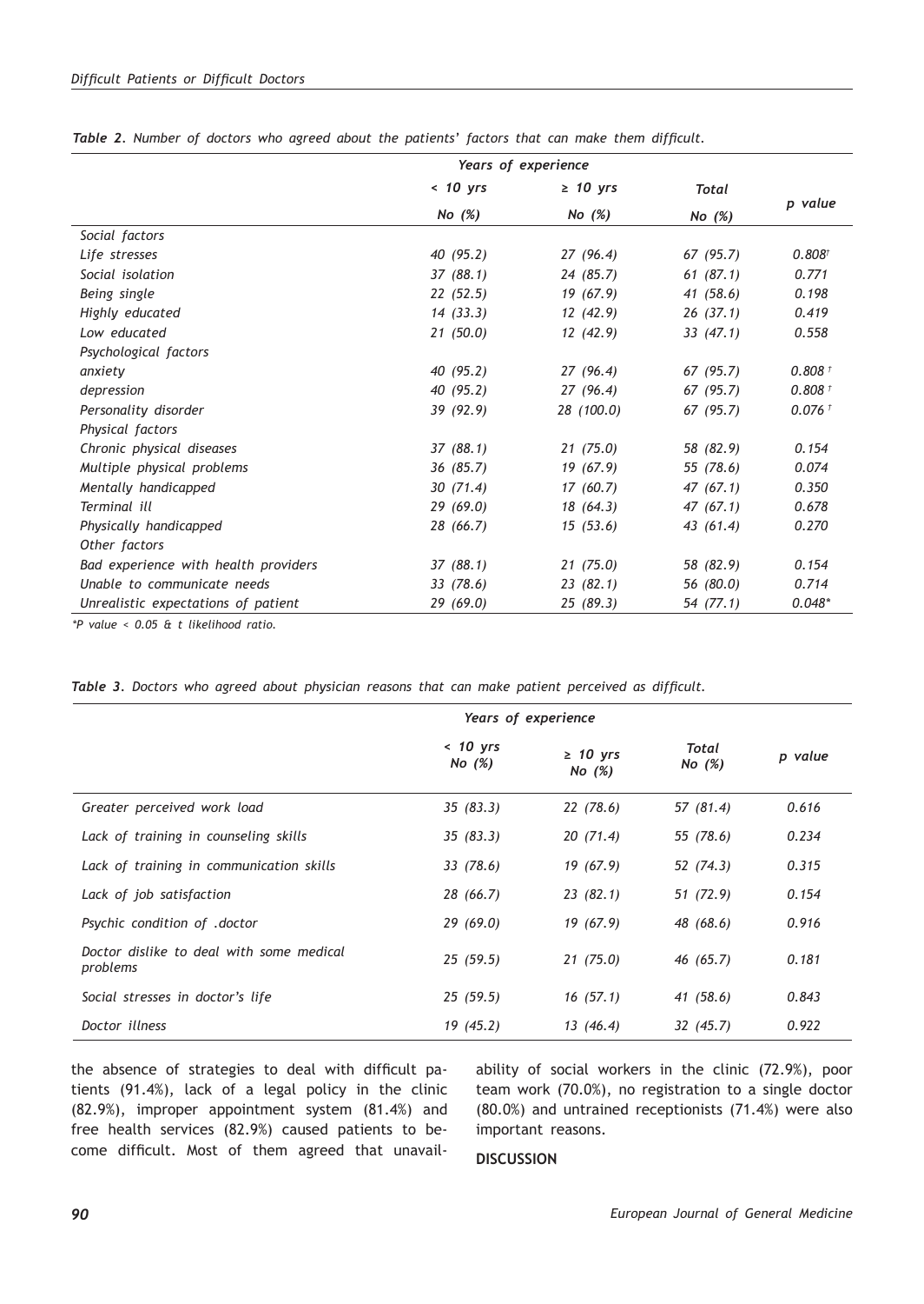*Table 2. Number of doctors who agreed about the patients' factors that can make them difficult.*

| | Years of experience | | | |
|---|---|---|---|---|
| | < 10 yrs | ≥ 10 yrs | Total | p value |
| | No (%) | No (%) | No (%) | |
| Social factors | | | | |
| Life stresses | 40 (95.2) | 27 (96.4) | 67 (95.7) | 0.808† |
| Social isolation | 37 (88.1) | 24 (85.7) | 61 (87.1) | 0.771 |
| Being single | 22 (52.5) | 19 (67.9) | 41 (58.6) | 0.198 |
| Highly educated | 14 (33.3) | 12 (42.9) | 26 (37.1) | 0.419 |
| Low educated | 21 (50.0) | 12 (42.9) | 33 (47.1) | 0.558 |
| Psychological factors | | | | |
| anxiety | 40 (95.2) | 27 (96.4) | 67 (95.7) | 0.808 † |
| depression | 40 (95.2) | 27 (96.4) | 67 (95.7) | 0.808 † |
| Personality disorder | 39 (92.9) | 28 (100.0) | 67 (95.7) | 0.076 † |
| Physical factors | | | | |
| Chronic physical diseases | 37 (88.1) | 21 (75.0) | 58 (82.9) | 0.154 |
| Multiple physical problems | 36 (85.7) | 19 (67.9) | 55 (78.6) | 0.074 |
| Mentally handicapped | 30 (71.4) | 17 (60.7) | 47 (67.1) | 0.350 |
| Terminal ill | 29 (69.0) | 18 (64.3) | 47 (67.1) | 0.678 |
| Physically handicapped | 28 (66.7) | 15 (53.6) | 43 (61.4) | 0.270 |
| Other factors | | | | |
| Bad experience with health providers | 37 (88.1) | 21 (75.0) | 58 (82.9) | 0.154 |
| Unable to communicate needs | 33 (78.6) | 23 (82.1) | 56 (80.0) | 0.714 |
| Unrealistic expectations of patient | 29 (69.0) | 25 (89.3) | 54 (77.1) | 0.048* |

*\*P value < 0.05 & † likelihood ratio.*

*Table 3. Doctors who agreed about physician reasons that can make patient perceived as difficult.*

| | Years of experience | | | |
|---|---|---|---|---|
| | < 10 yrs No (%) | ≥ 10 yrs No (%) | Total No (%) | p value |
| Greater perceived work load | 35 (83.3) | 22 (78.6) | 57 (81.4) | 0.616 |
| Lack of training in counseling skills | 35 (83.3) | 20 (71.4) | 55 (78.6) | 0.234 |
| Lack of training in communication skills | 33 (78.6) | 19 (67.9) | 52 (74.3) | 0.315 |
| Lack of job satisfaction | 28 (66.7) | 23 (82.1) | 51 (72.9) | 0.154 |
| Psychic condition of .doctor | 29 (69.0) | 19 (67.9) | 48 (68.6) | 0.916 |
| Doctor dislike to deal with some medical problems | 25 (59.5) | 21 (75.0) | 46 (65.7) | 0.181 |
| Social stresses in doctor's life | 25 (59.5) | 16 (57.1) | 41 (58.6) | 0.843 |
| Doctor illness | 19 (45.2) | 13 (46.4) | 32 (45.7) | 0.922 |

the absence of strategies to deal with difficult patients (91.4%), lack of a legal policy in the clinic (82.9%), improper appointment system (81.4%) and free health services (82.9%) caused patients to become difficult. Most of them agreed that unavailability of social workers in the clinic (72.9%), poor team work (70.0%), no registration to a single doctor (80.0%) and untrained receptionists (71.4%) were also important reasons.

## DISCUSSION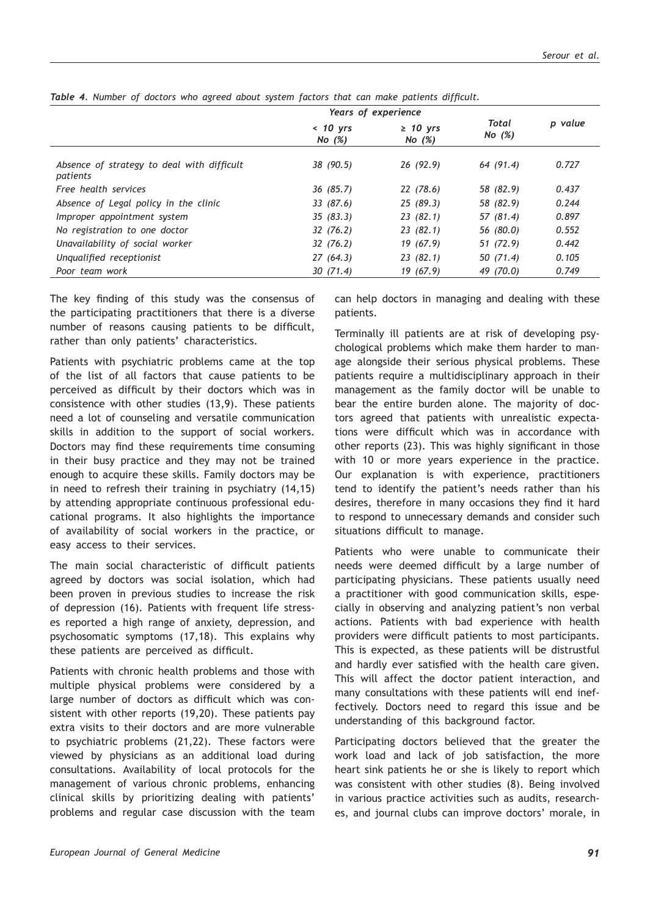*Table 4. Number of doctors who agreed about system factors that can make patients difficult.*

| | Years of experience | | Total No (%) | p value |
|---|---|---|---|---|
| | < 10 yrs No (%) | ≥ 10 yrs No (%) | | |
| Absence of strategy to deal with difficult patients | 38 (90.5) | 26 (92.9) | 64 (91.4) | 0.727 |
| Free health services | 36 (85.7) | 22 (78.6) | 58 (82.9) | 0.437 |
| Absence of Legal policy in the clinic | 33 (87.6) | 25 (89.3) | 58 (82.9) | 0.244 |
| Improper appointment system | 35 (83.3) | 23 (82.1) | 57 (81.4) | 0.897 |
| No registration to one doctor | 32 (76.2) | 23 (82.1) | 56 (80.0) | 0.552 |
| Unavailability of social worker | 32 (76.2) | 19 (67.9) | 51 (72.9) | 0.442 |
| Unqualified receptionist | 27 (64.3) | 23 (82.1) | 50 (71.4) | 0.105 |
| Poor team work | 30 (71.4) | 19 (67.9) | 49 (70.0) | 0.749 |

The key finding of this study was the consensus of the participating practitioners that there is a diverse number of reasons causing patients to be difficult, rather than only patients' characteristics.

Patients with psychiatric problems came at the top of the list of all factors that cause patients to be perceived as difficult by their doctors which was in consistence with other studies (13,9). These patients need a lot of counseling and versatile communication skills in addition to the support of social workers. Doctors may find these requirements time consuming in their busy practice and they may not be trained enough to acquire these skills. Family doctors may be in need to refresh their training in psychiatry (14,15) by attending appropriate continuous professional educational programs. It also highlights the importance of availability of social workers in the practice, or easy access to their services.

The main social characteristic of difficult patients agreed by doctors was social isolation, which had been proven in previous studies to increase the risk of depression (16). Patients with frequent life stresses reported a high range of anxiety, depression, and psychosomatic symptoms (17,18). This explains why these patients are perceived as difficult.

Patients with chronic health problems and those with multiple physical problems were considered by a large number of doctors as difficult which was consistent with other reports (19,20). These patients pay extra visits to their doctors and are more vulnerable to psychiatric problems (21,22). These factors were viewed by physicians as an additional load during consultations. Availability of local protocols for the management of various chronic problems, enhancing clinical skills by prioritizing dealing with patients' problems and regular case discussion with the team can help doctors in managing and dealing with these patients.

Terminally ill patients are at risk of developing psychological problems which make them harder to manage alongside their serious physical problems. These patients require a multidisciplinary approach in their management as the family doctor will be unable to bear the entire burden alone. The majority of doctors agreed that patients with unrealistic expectations were difficult which was in accordance with other reports (23). This was highly significant in those with 10 or more years experience in the practice. Our explanation is with experience, practitioners tend to identify the patient's needs rather than his desires, therefore in many occasions they find it hard to respond to unnecessary demands and consider such situations difficult to manage.

Patients who were unable to communicate their needs were deemed difficult by a large number of participating physicians. These patients usually need a practitioner with good communication skills, especially in observing and analyzing patient's non verbal actions. Patients with bad experience with health providers were difficult patients to most participants. This is expected, as these patients will be distrustful and hardly ever satisfied with the health care given. This will affect the doctor patient interaction, and many consultations with these patients will end ineffectively. Doctors need to regard this issue and be understanding of this background factor.

Participating doctors believed that the greater the work load and lack of job satisfaction, the more heart sink patients he or she is likely to report which was consistent with other studies (8). Being involved in various practice activities such as audits, researches, and journal clubs can improve doctors' morale, in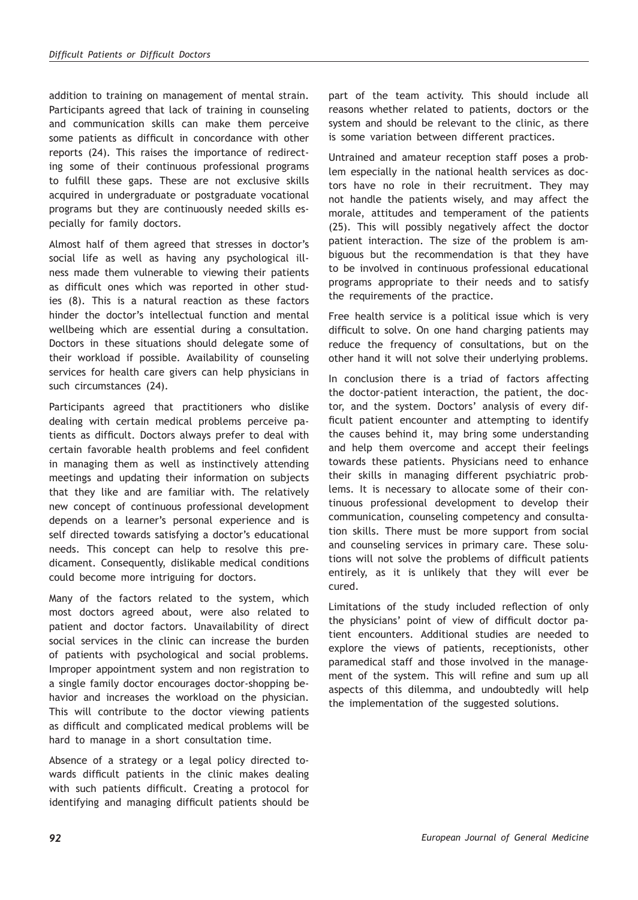addition to training on management of mental strain. Participants agreed that lack of training in counseling and communication skills can make them perceive some patients as difficult in concordance with other reports (24). This raises the importance of redirecting some of their continuous professional programs to fulfill these gaps. These are not exclusive skills acquired in undergraduate or postgraduate vocational programs but they are continuously needed skills especially for family doctors.

Almost half of them agreed that stresses in doctor's social life as well as having any psychological illness made them vulnerable to viewing their patients as difficult ones which was reported in other studies (8). This is a natural reaction as these factors hinder the doctor's intellectual function and mental wellbeing which are essential during a consultation. Doctors in these situations should delegate some of their workload if possible. Availability of counseling services for health care givers can help physicians in such circumstances (24).

Participants agreed that practitioners who dislike dealing with certain medical problems perceive patients as difficult. Doctors always prefer to deal with certain favorable health problems and feel confident in managing them as well as instinctively attending meetings and updating their information on subjects that they like and are familiar with. The relatively new concept of continuous professional development depends on a learner's personal experience and is self directed towards satisfying a doctor's educational needs. This concept can help to resolve this predicament. Consequently, dislikable medical conditions could become more intriguing for doctors.

Many of the factors related to the system, which most doctors agreed about, were also related to patient and doctor factors. Unavailability of direct social services in the clinic can increase the burden of patients with psychological and social problems. Improper appointment system and non registration to a single family doctor encourages doctor-shopping behavior and increases the workload on the physician. This will contribute to the doctor viewing patients as difficult and complicated medical problems will be hard to manage in a short consultation time.

Absence of a strategy or a legal policy directed towards difficult patients in the clinic makes dealing with such patients difficult. Creating a protocol for identifying and managing difficult patients should be part of the team activity. This should include all reasons whether related to patients, doctors or the system and should be relevant to the clinic, as there is some variation between different practices.

Untrained and amateur reception staff poses a problem especially in the national health services as doctors have no role in their recruitment. They may not handle the patients wisely, and may affect the morale, attitudes and temperament of the patients (25). This will possibly negatively affect the doctor patient interaction. The size of the problem is ambiguous but the recommendation is that they have to be involved in continuous professional educational programs appropriate to their needs and to satisfy the requirements of the practice.

Free health service is a political issue which is very difficult to solve. On one hand charging patients may reduce the frequency of consultations, but on the other hand it will not solve their underlying problems.

In conclusion there is a triad of factors affecting the doctor-patient interaction, the patient, the doctor, and the system. Doctors' analysis of every difficult patient encounter and attempting to identify the causes behind it, may bring some understanding and help them overcome and accept their feelings towards these patients. Physicians need to enhance their skills in managing different psychiatric problems. It is necessary to allocate some of their continuous professional development to develop their communication, counseling competency and consultation skills. There must be more support from social and counseling services in primary care. These solutions will not solve the problems of difficult patients entirely, as it is unlikely that they will ever be cured.

Limitations of the study included reflection of only the physicians' point of view of difficult doctor patient encounters. Additional studies are needed to explore the views of patients, receptionists, other paramedical staff and those involved in the management of the system. This will refine and sum up all aspects of this dilemma, and undoubtedly will help the implementation of the suggested solutions.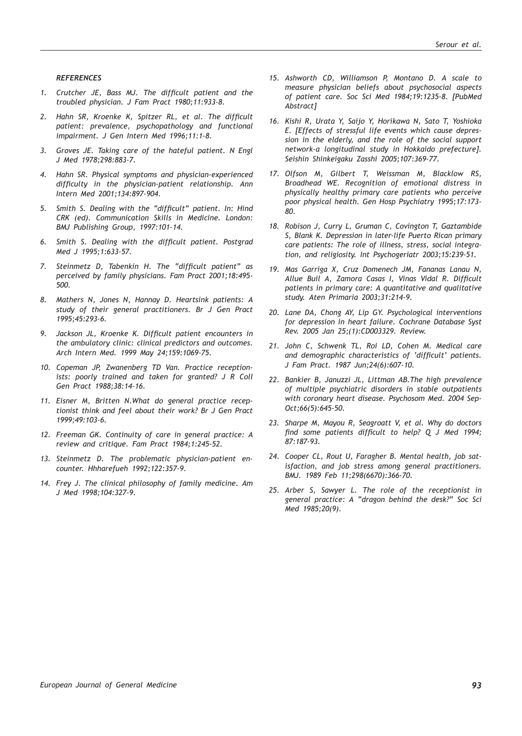### *REFERENCES*

1. *Crutcher JE, Bass MJ. The difficult patient and the troubled physician. J Fam Pract 1980;11:933-8.*
2. *Hahn SR, Kroenke K, Spitzer RL, et al. The difficult patient: prevalence, psychopathology and functional impairment. J Gen Intern Med 1996;11:1-8.*
3. *Groves JE. Taking care of the hateful patient. N Engl J Med 1978;298:883-7.*
4. *Hahn SR. Physical symptoms and physician-experienced difficulty in the physician-patient relationship. Ann Intern Med 2001;134:897-904.*
5. *Smith S. Dealing with the "difficult" patient. In: Hind CRK (ed). Communication Skills in Medicine. London: BMJ Publishing Group, 1997:101-14.*
6. *Smith S. Dealing with the difficult patient. Postgrad Med J 1995;1:633-57.*
7. *Steinmetz D, Tabenkin H. The "difficult patient" as perceived by family physicians. Fam Pract 2001;18:495-500.*
8. *Mathers N, Jones N, Hannay D. Heartsink patients: A study of their general practitioners. Br J Gen Pract 1995;45:293-6.*
9. *Jackson JL, Kroenke K. Difficult patient encounters in the ambulatory clinic: clinical predictors and outcomes. Arch Intern Med. 1999 May 24;159:1069-75.*
10. *Copeman JP, Zwanenberg TD Van. Practice receptionists: poorly trained and taken for granted? J R Coll Gen Pract 1988;38:14-16.*
11. *Eisner M, Britten N.What do general practice receptionist think and feel about their work? Br J Gen Pract 1999;49:103-6.*
12. *Freeman GK. Continuity of care in general practice: A review and critique. Fam Pract 1984;1:245-52.*
13. *Steinmetz D. The problematic physician-patient encounter. Hhharefueh 1992;122:357-9.*
14. *Frey J. The clinical philosophy of family medicine. Am J Med 1998;104:327-9.*
15. *Ashworth CD, Williamson P, Montano D. A scale to measure physician beliefs about psychosocial aspects of patient care. Soc Sci Med 1984;19:1235-8. [PubMed Abstract]*
16. *Kishi R, Urata Y, Saijo Y, Horikawa N, Sato T, Yoshioka E. [Effects of stressful life events which cause depression in the elderly, and the role of the social support network-a longitudinal study in Hokkaido prefecture]. Seishin Shinkeigaku Zasshi 2005;107:369-77.*
17. *Olfson M, Gilbert T, Weissman M, Blacklow RS, Broadhead WE. Recognition of emotional distress in physically healthy primary care patients who perceive poor physical health. Gen Hosp Psychiatry 1995;17:173-80.*
18. *Robison J, Curry L, Gruman C, Covington T, Gaztambide S, Blank K. Depression in later-life Puerto Rican primary care patients: The role of illness, stress, social integration, and religiosity. Int Psychogeriatr 2003;15:239-51.*
19. *Mas Garriga X, Cruz Domenech JM, Fananas Lanau N, Allue Buil A, Zamora Casas I, Vinas Vidal R. Difficult patients in primary care: A quantitative and qualitative study. Aten Primaria 2003;31:214-9.*
20. *Lane DA, Chong AY, Lip GY. Psychological interventions for depression in heart failure. Cochrane Database Syst Rev. 2005 Jan 25;(1):CD003329. Review.*
21. *John C, Schwenk TL, Roi LD, Cohen M. Medical care and demographic characteristics of 'difficult' patients. J Fam Pract. 1987 Jun;24(6):607-10.*
22. *Bankier B, Januzzi JL, Littman AB.The high prevalence of multiple psychiatric disorders in stable outpatients with coronary heart disease. Psychosom Med. 2004 Sep-Oct;66(5):645-50.*
23. *Sharpe M, Mayou R, Seagroatt V, et al. Why do doctors find some patients difficult to help? Q J Med 1994; 87:187-93.*
24. *Cooper CL, Rout U, Faragher B. Mental health, job satisfaction, and job stress among general practitioners. BMJ. 1989 Feb 11;298(6670):366-70.*
25. *Arber S, Sawyer L. The role of the receptionist in general practice: A "dragon behind the desk?" Soc Sci Med 1985;20(9).*